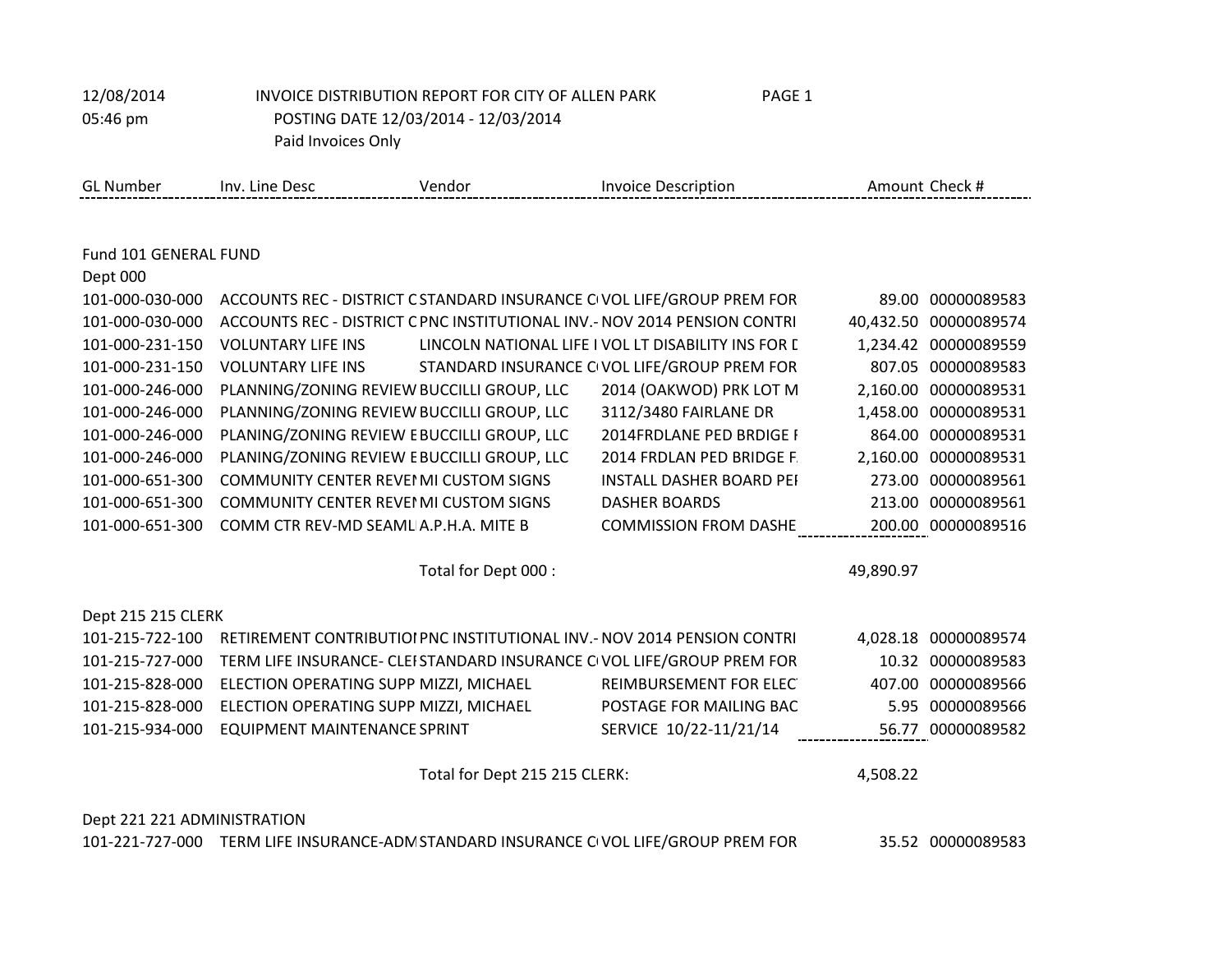12/08/2014 INVOICE DISTRIBUTION REPORT FOR CITY OF ALLEN PARK
05:46 pm POSTING DATE 12/03/2014 - 12/03/2014
Paid Invoices Only

| GL Number | Inv. Line Desc | Vendor | Invoice Description | Amount | Check # |
|---|---|---|---|---|---|
| **Fund 101 GENERAL FUND** | | | | | |
| **Dept 000** | | | | | |
| 101-000-030-000 | ACCOUNTS REC - DISTRICT C | STANDARD INSURANCE C | VOL LIFE/GROUP PREM FOR | 89.00 | 00000089583 |
| 101-000-030-000 | ACCOUNTS REC - DISTRICT C | PNC INSTITUTIONAL INV.- | NOV 2014 PENSION CONTRI | 40,432.50 | 00000089574 |
| 101-000-231-150 | VOLUNTARY LIFE INS | LINCOLN NATIONAL LIFE I | VOL LT DISABILITY INS FOR D | 1,234.42 | 00000089559 |
| 101-000-231-150 | VOLUNTARY LIFE INS | STANDARD INSURANCE C | VOL LIFE/GROUP PREM FOR | 807.05 | 00000089583 |
| 101-000-246-000 | PLANNING/ZONING REVIEW | BUCCILLI GROUP, LLC | 2014 (OAKWOD) PRK LOT M | 2,160.00 | 00000089531 |
| 101-000-246-000 | PLANNING/ZONING REVIEW | BUCCILLI GROUP, LLC | 3112/3480 FAIRLANE DR | 1,458.00 | 00000089531 |
| 101-000-246-000 | PLANING/ZONING REVIEW E | BUCCILLI GROUP, LLC | 2014FRDLANE PED BRDIGE F | 864.00 | 00000089531 |
| 101-000-246-000 | PLANING/ZONING REVIEW E | BUCCILLI GROUP, LLC | 2014 FRDLAN PED BRIDGE F. | 2,160.00 | 00000089531 |
| 101-000-651-300 | COMMUNITY CENTER REVEN | MI CUSTOM SIGNS | INSTALL DASHER BOARD PEI | 273.00 | 00000089561 |
| 101-000-651-300 | COMMUNITY CENTER REVEN | MI CUSTOM SIGNS | DASHER BOARDS | 213.00 | 00000089561 |
| 101-000-651-300 | COMM CTR REV-MD SEAML | A.P.H.A. MITE B | COMMISSION FROM DASHE | 200.00 | 00000089516 |
| | | Total for Dept 000 : | | 49,890.97 | |
| **Dept 215 215 CLERK** | | | | | |
| 101-215-722-100 | RETIREMENT CONTRIBUTIOI | PNC INSTITUTIONAL INV.- | NOV 2014 PENSION CONTRI | 4,028.18 | 00000089574 |
| 101-215-727-000 | TERM LIFE INSURANCE- CLEI | STANDARD INSURANCE C | VOL LIFE/GROUP PREM FOR | 10.32 | 00000089583 |
| 101-215-828-000 | ELECTION OPERATING SUPP | MIZZI, MICHAEL | REIMBURSEMENT FOR ELEC | 407.00 | 00000089566 |
| 101-215-828-000 | ELECTION OPERATING SUPP | MIZZI, MICHAEL | POSTAGE FOR MAILING BAC | 5.95 | 00000089566 |
| 101-215-934-000 | EQUIPMENT MAINTENANCE | SPRINT | SERVICE 10/22-11/21/14 | 56.77 | 00000089582 |
| | | Total for Dept 215 215 CLERK: | | 4,508.22 | |
| **Dept 221 221 ADMINISTRATION** | | | | | |
| 101-221-727-000 | TERM LIFE INSURANCE-ADM | STANDARD INSURANCE C | VOL LIFE/GROUP PREM FOR | 35.52 | 00000089583 |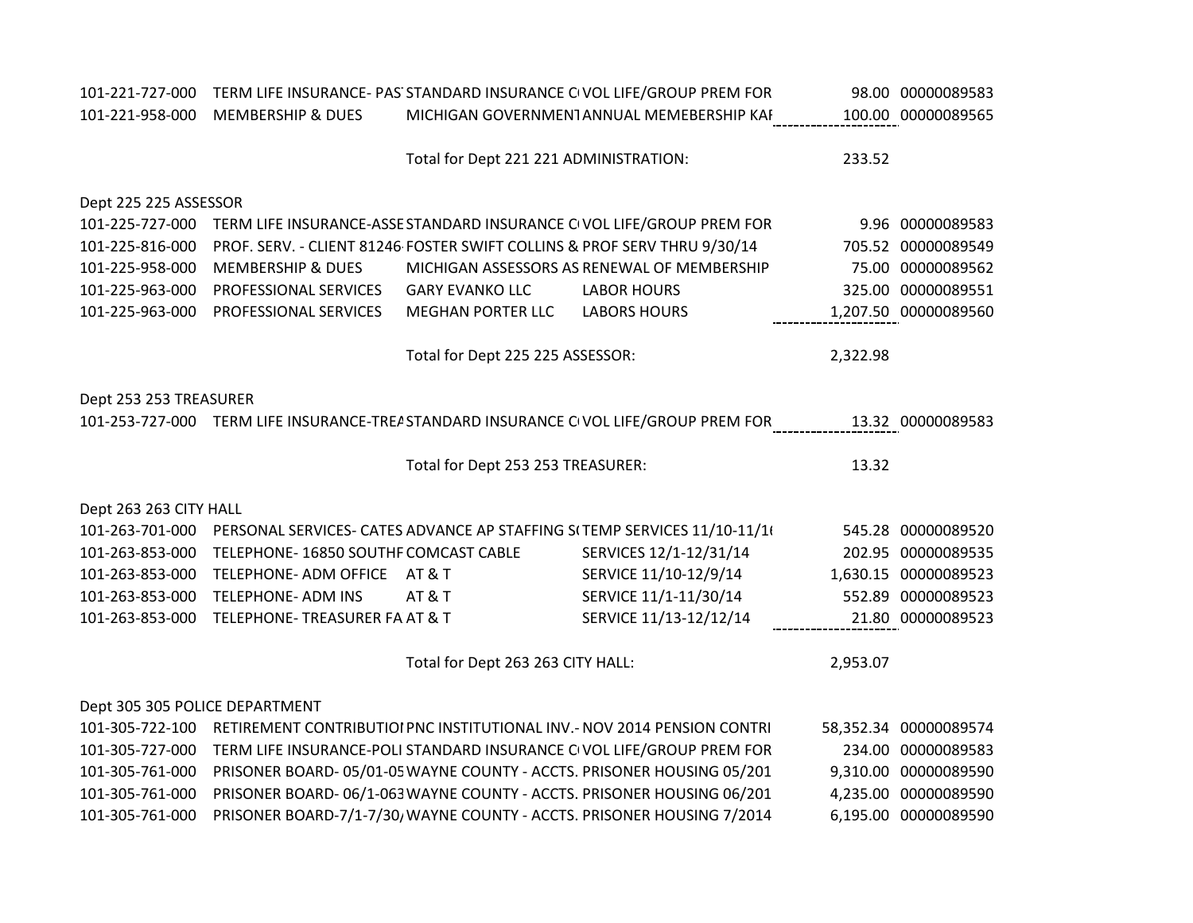| Account | Description | Vendor | Invoice Description | Amount | Check Number |
|---|---|---|---|---|---|
| 101-221-727-000 | TERM LIFE INSURANCE- PAS' | STANDARD INSURANCE C( | VOL LIFE/GROUP PREM FOR | 98.00 | 00000089583 |
| 101-221-958-000 | MEMBERSHIP & DUES | MICHIGAN GOVERNMENT | ANNUAL MEMEBERSHIP KAF | 100.00 | 00000089565 |
| | | Total for Dept 221 221 ADMINISTRATION: | | 233.52 | |
| Dept 225 225 ASSESSOR | | | | | |
| 101-225-727-000 | TERM LIFE INSURANCE-ASSE | STANDARD INSURANCE C( | VOL LIFE/GROUP PREM FOR | 9.96 | 00000089583 |
| 101-225-816-000 | PROF. SERV. - CLIENT 81246 | FOSTER SWIFT COLLINS & | PROF SERV THRU 9/30/14 | 705.52 | 00000089549 |
| 101-225-958-000 | MEMBERSHIP & DUES | MICHIGAN ASSESSORS AS | RENEWAL OF MEMBERSHIP | 75.00 | 00000089562 |
| 101-225-963-000 | PROFESSIONAL SERVICES | GARY EVANKO LLC | LABOR HOURS | 325.00 | 00000089551 |
| 101-225-963-000 | PROFESSIONAL SERVICES | MEGHAN PORTER LLC | LABORS HOURS | 1,207.50 | 00000089560 |
| | | Total for Dept 225 225 ASSESSOR: | | 2,322.98 | |
| Dept 253 253 TREASURER | | | | | |
| 101-253-727-000 | TERM LIFE INSURANCE-TREA | STANDARD INSURANCE C( | VOL LIFE/GROUP PREM FOR | 13.32 | 00000089583 |
| | | Total for Dept 253 253 TREASURER: | | 13.32 | |
| Dept 263 263 CITY HALL | | | | | |
| 101-263-701-000 | PERSONAL SERVICES- CATES | ADVANCE AP STAFFING S( | TEMP SERVICES 11/10-11/1( | 545.28 | 00000089520 |
| 101-263-853-000 | TELEPHONE- 16850 SOUTHF | COMCAST CABLE | SERVICES 12/1-12/31/14 | 202.95 | 00000089535 |
| 101-263-853-000 | TELEPHONE- ADM OFFICE | AT & T | SERVICE 11/10-12/9/14 | 1,630.15 | 00000089523 |
| 101-263-853-000 | TELEPHONE- ADM INS | AT & T | SERVICE 11/1-11/30/14 | 552.89 | 00000089523 |
| 101-263-853-000 | TELEPHONE- TREASURER FA | AT & T | SERVICE 11/13-12/12/14 | 21.80 | 00000089523 |
| | | Total for Dept 263 263 CITY HALL: | | 2,953.07 | |
| Dept 305 305 POLICE DEPARTMENT | | | | | |
| 101-305-722-100 | RETIREMENT CONTRIBUTIOI | PNC INSTITUTIONAL INV.- | NOV 2014 PENSION CONTRI | 58,352.34 | 00000089574 |
| 101-305-727-000 | TERM LIFE INSURANCE-POLI | STANDARD INSURANCE C( | VOL LIFE/GROUP PREM FOR | 234.00 | 00000089583 |
| 101-305-761-000 | PRISONER BOARD- 05/01-05 | WAYNE COUNTY - ACCTS. | PRISONER HOUSING 05/201 | 9,310.00 | 00000089590 |
| 101-305-761-000 | PRISONER BOARD- 06/1-063 | WAYNE COUNTY - ACCTS. | PRISONER HOUSING 06/201 | 4,235.00 | 00000089590 |
| 101-305-761-000 | PRISONER BOARD-7/1-7/30/ | WAYNE COUNTY - ACCTS. | PRISONER HOUSING 7/2014 | 6,195.00 | 00000089590 |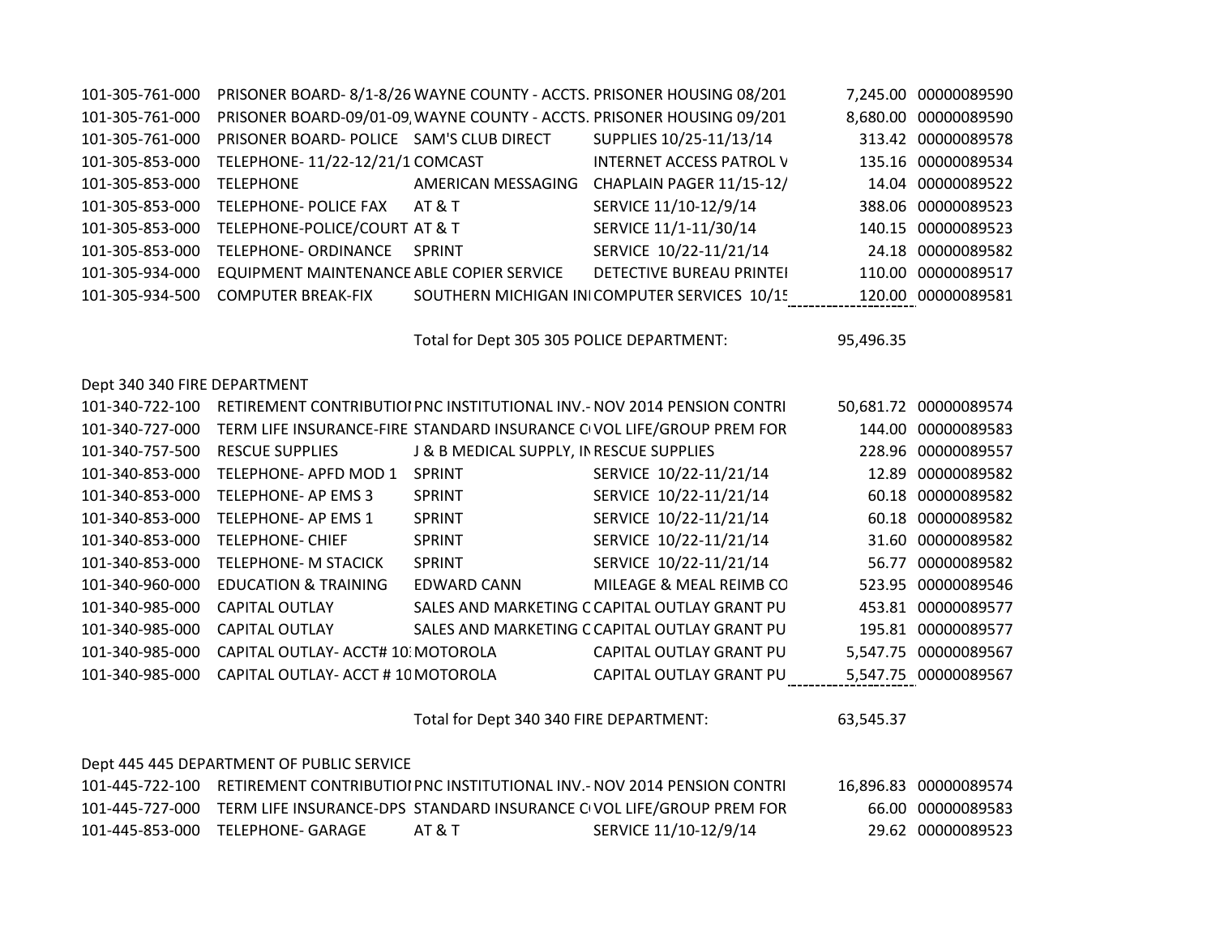| | | | | | |
|---|---|---|---|---|---|
| 101-305-761-000 | PRISONER BOARD- 8/1-8/26 | WAYNE COUNTY - ACCTS. | PRISONER HOUSING 08/201 | 7,245.00 | 00000089590 |
| 101-305-761-000 | PRISONER BOARD-09/01-09, | WAYNE COUNTY - ACCTS. | PRISONER HOUSING 09/201 | 8,680.00 | 00000089590 |
| 101-305-761-000 | PRISONER BOARD- POLICE | SAM'S CLUB DIRECT | SUPPLIES 10/25-11/13/14 | 313.42 | 00000089578 |
| 101-305-853-000 | TELEPHONE- 11/22-12/21/1 | COMCAST | INTERNET ACCESS PATROL V | 135.16 | 00000089534 |
| 101-305-853-000 | TELEPHONE | AMERICAN MESSAGING | CHAPLAIN PAGER 11/15-12/ | 14.04 | 00000089522 |
| 101-305-853-000 | TELEPHONE- POLICE FAX | AT & T | SERVICE 11/10-12/9/14 | 388.06 | 00000089523 |
| 101-305-853-000 | TELEPHONE-POLICE/COURT | AT & T | SERVICE 11/1-11/30/14 | 140.15 | 00000089523 |
| 101-305-853-000 | TELEPHONE- ORDINANCE | SPRINT | SERVICE 10/22-11/21/14 | 24.18 | 00000089582 |
| 101-305-934-000 | EQUIPMENT MAINTENANCE | ABLE COPIER SERVICE | DETECTIVE BUREAU PRINTEI | 110.00 | 00000089517 |
| 101-305-934-500 | COMPUTER BREAK-FIX | SOUTHERN MICHIGAN INI | COMPUTER SERVICES 10/15 | 120.00 | 00000089581 |
| | | Total for Dept 305 305 POLICE DEPARTMENT: | | 95,496.35 | |

Dept 340 340 FIRE DEPARTMENT

| | | | | | |
|---|---|---|---|---|---|
| 101-340-722-100 | RETIREMENT CONTRIBUTIOI | PNC INSTITUTIONAL INV.- | NOV 2014 PENSION CONTRI | 50,681.72 | 00000089574 |
| 101-340-727-000 | TERM LIFE INSURANCE-FIRE | STANDARD INSURANCE C | VOL LIFE/GROUP PREM FOR | 144.00 | 00000089583 |
| 101-340-757-500 | RESCUE SUPPLIES | J & B MEDICAL SUPPLY, IN | RESCUE SUPPLIES | 228.96 | 00000089557 |
| 101-340-853-000 | TELEPHONE- APFD MOD 1 | SPRINT | SERVICE 10/22-11/21/14 | 12.89 | 00000089582 |
| 101-340-853-000 | TELEPHONE- AP EMS 3 | SPRINT | SERVICE 10/22-11/21/14 | 60.18 | 00000089582 |
| 101-340-853-000 | TELEPHONE- AP EMS 1 | SPRINT | SERVICE 10/22-11/21/14 | 60.18 | 00000089582 |
| 101-340-853-000 | TELEPHONE- CHIEF | SPRINT | SERVICE 10/22-11/21/14 | 31.60 | 00000089582 |
| 101-340-853-000 | TELEPHONE- M STACICK | SPRINT | SERVICE 10/22-11/21/14 | 56.77 | 00000089582 |
| 101-340-960-000 | EDUCATION & TRAINING | EDWARD CANN | MILEAGE & MEAL REIMB CO | 523.95 | 00000089546 |
| 101-340-985-000 | CAPITAL OUTLAY | SALES AND MARKETING C | CAPITAL OUTLAY GRANT PU | 453.81 | 00000089577 |
| 101-340-985-000 | CAPITAL OUTLAY | SALES AND MARKETING C | CAPITAL OUTLAY GRANT PU | 195.81 | 00000089577 |
| 101-340-985-000 | CAPITAL OUTLAY- ACCT# 10 | MOTOROLA | CAPITAL OUTLAY GRANT PU | 5,547.75 | 00000089567 |
| 101-340-985-000 | CAPITAL OUTLAY- ACCT # 10 | MOTOROLA | CAPITAL OUTLAY GRANT PU | 5,547.75 | 00000089567 |
| | | Total for Dept 340 340 FIRE DEPARTMENT: | | 63,545.37 | |

Dept 445 445 DEPARTMENT OF PUBLIC SERVICE

| | | | | | |
|---|---|---|---|---|---|
| 101-445-722-100 | RETIREMENT CONTRIBUTIOI | PNC INSTITUTIONAL INV.- | NOV 2014 PENSION CONTRI | 16,896.83 | 00000089574 |
| 101-445-727-000 | TERM LIFE INSURANCE-DPS | STANDARD INSURANCE C | VOL LIFE/GROUP PREM FOR | 66.00 | 00000089583 |
| 101-445-853-000 | TELEPHONE- GARAGE | AT & T | SERVICE 11/10-12/9/14 | 29.62 | 00000089523 |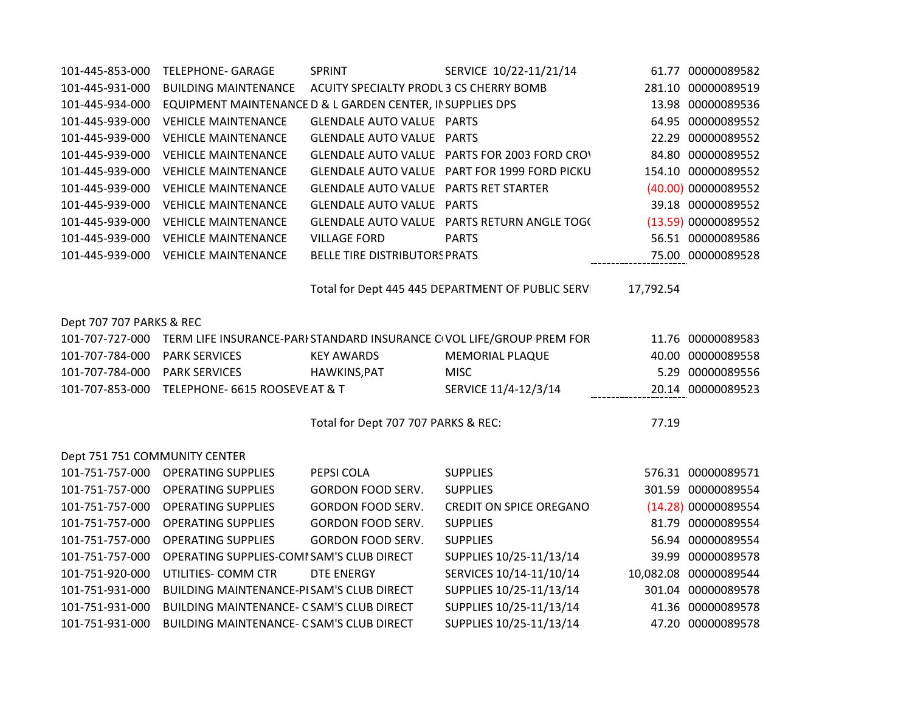| | | | | | |
|---|---|---|---|---|---|
| 101-445-853-000 | TELEPHONE- GARAGE | SPRINT | SERVICE 10/22-11/21/14 | 61.77 | 00000089582 |
| 101-445-931-000 | BUILDING MAINTENANCE | ACUITY SPECIALTY PRODU | 3 CS CHERRY BOMB | 281.10 | 00000089519 |
| 101-445-934-000 | EQUIPMENT MAINTENANCE | D & L GARDEN CENTER, IN | SUPPLIES DPS | 13.98 | 00000089536 |
| 101-445-939-000 | VEHICLE MAINTENANCE | GLENDALE AUTO VALUE | PARTS | 64.95 | 00000089552 |
| 101-445-939-000 | VEHICLE MAINTENANCE | GLENDALE AUTO VALUE | PARTS | 22.29 | 00000089552 |
| 101-445-939-000 | VEHICLE MAINTENANCE | GLENDALE AUTO VALUE | PARTS FOR 2003 FORD CROV | 84.80 | 00000089552 |
| 101-445-939-000 | VEHICLE MAINTENANCE | GLENDALE AUTO VALUE | PART FOR 1999 FORD PICKU | 154.10 | 00000089552 |
| 101-445-939-000 | VEHICLE MAINTENANCE | GLENDALE AUTO VALUE | PARTS RET STARTER | (40.00) | 00000089552 |
| 101-445-939-000 | VEHICLE MAINTENANCE | GLENDALE AUTO VALUE | PARTS | 39.18 | 00000089552 |
| 101-445-939-000 | VEHICLE MAINTENANCE | GLENDALE AUTO VALUE | PARTS RETURN ANGLE TOGG | (13.59) | 00000089552 |
| 101-445-939-000 | VEHICLE MAINTENANCE | VILLAGE FORD | PARTS | 56.51 | 00000089586 |
| 101-445-939-000 | VEHICLE MAINTENANCE | BELLE TIRE DISTRIBUTORS | PRATS | 75.00 | 00000089528 |
| | | Total for Dept 445 445 DEPARTMENT OF PUBLIC SERVI | | 17,792.54 | |
| **Dept 707 707 PARKS & REC** | | | | | |
| 101-707-727-000 | TERM LIFE INSURANCE-PARK | STANDARD INSURANCE CO | VOL LIFE/GROUP PREM FOR | 11.76 | 00000089583 |
| 101-707-784-000 | PARK SERVICES | KEY AWARDS | MEMORIAL PLAQUE | 40.00 | 00000089558 |
| 101-707-784-000 | PARK SERVICES | HAWKINS,PAT | MISC | 5.29 | 00000089556 |
| 101-707-853-000 | TELEPHONE- 6615 ROOSEVE | AT & T | SERVICE 11/4-12/3/14 | 20.14 | 00000089523 |
| | | Total for Dept 707 707 PARKS & REC: | | 77.19 | |
| **Dept 751 751 COMMUNITY CENTER** | | | | | |
| 101-751-757-000 | OPERATING SUPPLIES | PEPSI COLA | SUPPLIES | 576.31 | 00000089571 |
| 101-751-757-000 | OPERATING SUPPLIES | GORDON FOOD SERV. | SUPPLIES | 301.59 | 00000089554 |
| 101-751-757-000 | OPERATING SUPPLIES | GORDON FOOD SERV. | CREDIT ON SPICE OREGANO | (14.28) | 00000089554 |
| 101-751-757-000 | OPERATING SUPPLIES | GORDON FOOD SERV. | SUPPLIES | 81.79 | 00000089554 |
| 101-751-757-000 | OPERATING SUPPLIES | GORDON FOOD SERV. | SUPPLIES | 56.94 | 00000089554 |
| 101-751-757-000 | OPERATING SUPPLIES-COMM | SAM'S CLUB DIRECT | SUPPLIES 10/25-11/13/14 | 39.99 | 00000089578 |
| 101-751-920-000 | UTILITIES- COMM CTR | DTE ENERGY | SERVICES 10/14-11/10/14 | 10,082.08 | 00000089544 |
| 101-751-931-000 | BUILDING MAINTENANCE-PI | SAM'S CLUB DIRECT | SUPPLIES 10/25-11/13/14 | 301.04 | 00000089578 |
| 101-751-931-000 | BUILDING MAINTENANCE- C | SAM'S CLUB DIRECT | SUPPLIES 10/25-11/13/14 | 41.36 | 00000089578 |
| 101-751-931-000 | BUILDING MAINTENANCE- C | SAM'S CLUB DIRECT | SUPPLIES 10/25-11/13/14 | 47.20 | 00000089578 |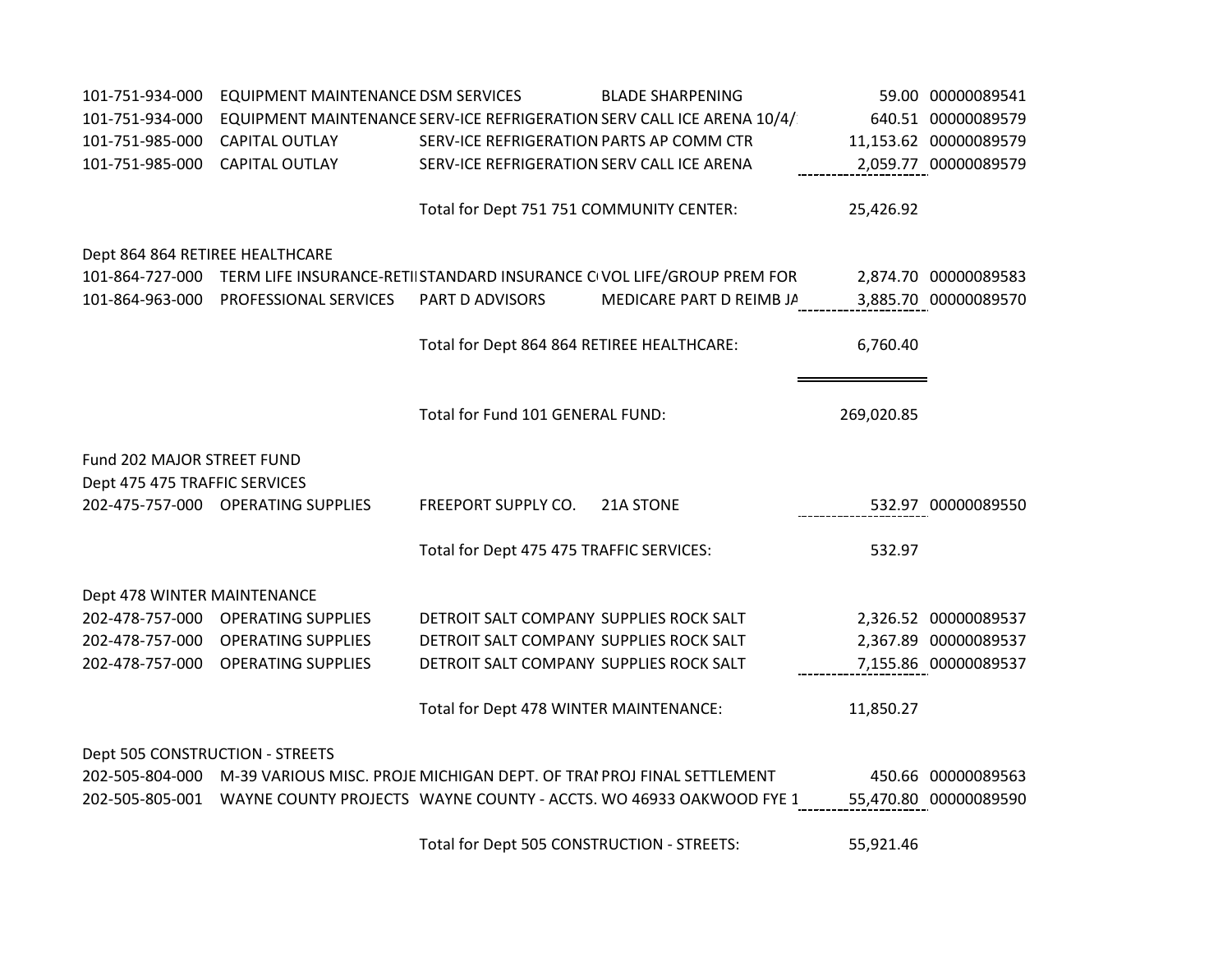| Account | Description | Vendor | Invoice Description | Amount | Check # |
|---|---|---|---|---|---|
| 101-751-934-000 | EQUIPMENT MAINTENANCE | DSM SERVICES | BLADE SHARPENING | 59.00 | 00000089541 |
| 101-751-934-000 | EQUIPMENT MAINTENANCE | SERV-ICE REFRIGERATION | SERV CALL ICE ARENA 10/4/ | 640.51 | 00000089579 |
| 101-751-985-000 | CAPITAL OUTLAY | SERV-ICE REFRIGERATION | PARTS AP COMM CTR | 11,153.62 | 00000089579 |
| 101-751-985-000 | CAPITAL OUTLAY | SERV-ICE REFRIGERATION | SERV CALL ICE ARENA | 2,059.77 | 00000089579 |
| | | Total for Dept 751 751 COMMUNITY CENTER: | | 25,426.92 | |
| Dept 864 864 RETIREE HEALTHCARE | | | | | |
| 101-864-727-000 | TERM LIFE INSURANCE-RETI | STANDARD INSURANCE C | VOL LIFE/GROUP PREM FOR | 2,874.70 | 00000089583 |
| 101-864-963-000 | PROFESSIONAL SERVICES | PART D ADVISORS | MEDICARE PART D REIMB JA | 3,885.70 | 00000089570 |
| | | Total for Dept 864 864 RETIREE HEALTHCARE: | | 6,760.40 | |
| | | Total for Fund 101 GENERAL FUND: | | 269,020.85 | |
| Fund 202 MAJOR STREET FUND | | | | | |
| Dept 475 475 TRAFFIC SERVICES | | | | | |
| 202-475-757-000 | OPERATING SUPPLIES | FREEPORT SUPPLY CO. | 21A STONE | 532.97 | 00000089550 |
| | | Total for Dept 475 475 TRAFFIC SERVICES: | | 532.97 | |
| Dept 478 WINTER MAINTENANCE | | | | | |
| 202-478-757-000 | OPERATING SUPPLIES | DETROIT SALT COMPANY | SUPPLIES ROCK SALT | 2,326.52 | 00000089537 |
| 202-478-757-000 | OPERATING SUPPLIES | DETROIT SALT COMPANY | SUPPLIES ROCK SALT | 2,367.89 | 00000089537 |
| 202-478-757-000 | OPERATING SUPPLIES | DETROIT SALT COMPANY | SUPPLIES ROCK SALT | 7,155.86 | 00000089537 |
| | | Total for Dept 478 WINTER MAINTENANCE: | | 11,850.27 | |
| Dept 505 CONSTRUCTION - STREETS | | | | | |
| 202-505-804-000 | M-39 VARIOUS MISC. PROJE | MICHIGAN DEPT. OF TRAI | PROJ FINAL SETTLEMENT | 450.66 | 00000089563 |
| 202-505-805-001 | WAYNE COUNTY PROJECTS | WAYNE COUNTY - ACCTS. | WO 46933 OAKWOOD FYE 1 | 55,470.80 | 00000089590 |
| | | Total for Dept 505 CONSTRUCTION - STREETS: | | 55,921.46 | |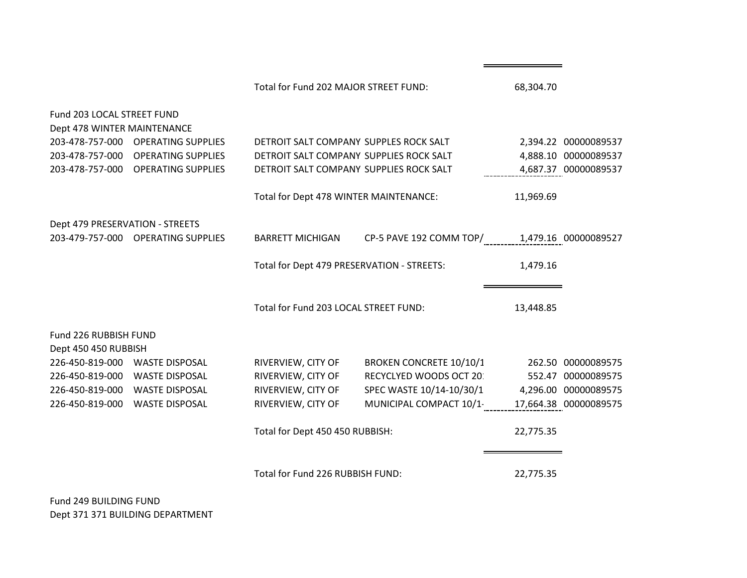Total for Fund 202 MAJOR STREET FUND: 68,304.70

Fund 203 LOCAL STREET FUND

Dept 478 WINTER MAINTENANCE

| Account | Description | Vendor | Invoice Description | Amount | Check # |
|---|---|---|---|---|---|
| 203-478-757-000 | OPERATING SUPPLIES | DETROIT SALT COMPANY | SUPPLES ROCK SALT | 2,394.22 | 00000089537 |
| 203-478-757-000 | OPERATING SUPPLIES | DETROIT SALT COMPANY | SUPPLIES ROCK SALT | 4,888.10 | 00000089537 |
| 203-478-757-000 | OPERATING SUPPLIES | DETROIT SALT COMPANY | SUPPLIES ROCK SALT | 4,687.37 | 00000089537 |

Total for Dept 478 WINTER MAINTENANCE: 11,969.69

Dept 479 PRESERVATION - STREETS

| Account | Description | Vendor | Invoice Description | Amount | Check # |
|---|---|---|---|---|---|
| 203-479-757-000 | OPERATING SUPPLIES | BARRETT MICHIGAN | CP-5 PAVE 192 COMM TOP/ | 1,479.16 | 00000089527 |

Total for Dept 479 PRESERVATION - STREETS: 1,479.16

Total for Fund 203 LOCAL STREET FUND: 13,448.85

Fund 226 RUBBISH FUND

Dept 450 450 RUBBISH

| Account | Description | Vendor | Invoice Description | Amount | Check # |
|---|---|---|---|---|---|
| 226-450-819-000 | WASTE DISPOSAL | RIVERVIEW, CITY OF | BROKEN CONCRETE 10/10/1 | 262.50 | 00000089575 |
| 226-450-819-000 | WASTE DISPOSAL | RIVERVIEW, CITY OF | RECYCLYED WOODS OCT 20 | 552.47 | 00000089575 |
| 226-450-819-000 | WASTE DISPOSAL | RIVERVIEW, CITY OF | SPEC WASTE 10/14-10/30/1 | 4,296.00 | 00000089575 |
| 226-450-819-000 | WASTE DISPOSAL | RIVERVIEW, CITY OF | MUNICIPAL COMPACT 10/1- | 17,664.38 | 00000089575 |

Total for Dept 450 450 RUBBISH: 22,775.35

Total for Fund 226 RUBBISH FUND: 22,775.35

Fund 249 BUILDING FUND

Dept 371 371 BUILDING DEPARTMENT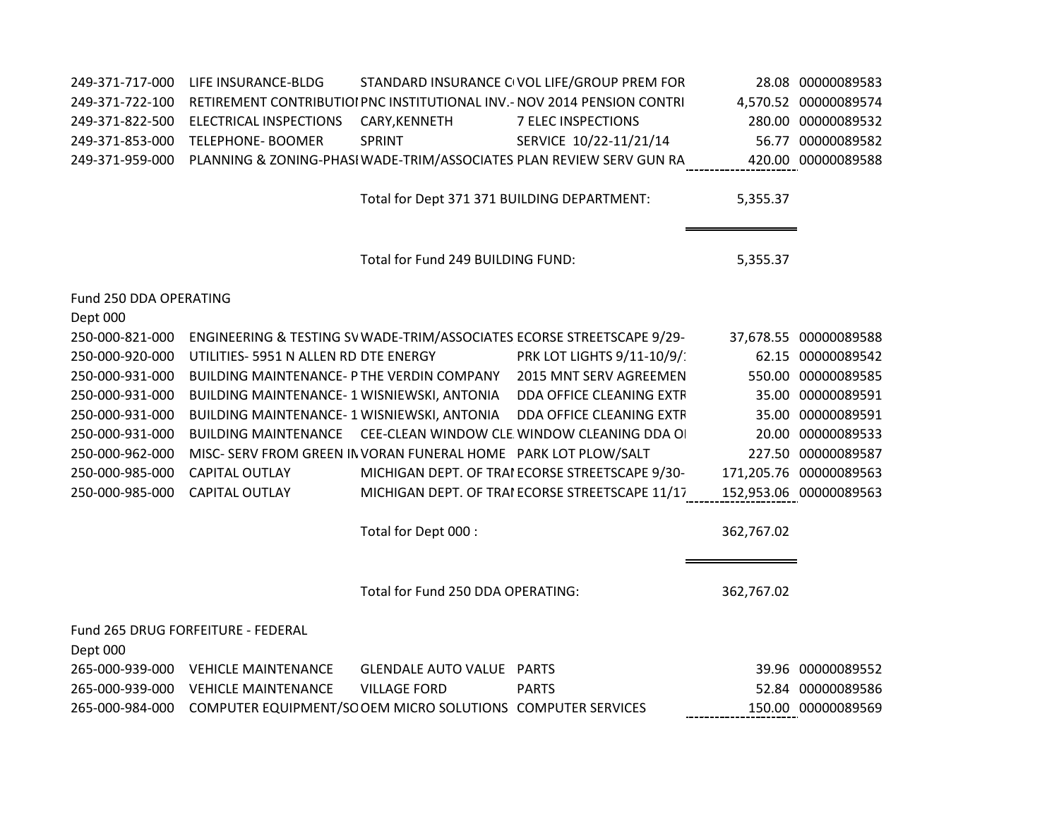| Account | Description | Vendor | Invoice Description | Amount | Check |
|---|---|---|---|---|---|
| 249-371-717-000 | LIFE INSURANCE-BLDG | STANDARD INSURANCE C | VOL LIFE/GROUP PREM FOR | 28.08 | 00000089583 |
| 249-371-722-100 | RETIREMENT CONTRIBUTIO | PNC INSTITUTIONAL INV.- | NOV 2014 PENSION CONTRI | 4,570.52 | 00000089574 |
| 249-371-822-500 | ELECTRICAL INSPECTIONS | CARY,KENNETH | 7 ELEC INSPECTIONS | 280.00 | 00000089532 |
| 249-371-853-000 | TELEPHONE- BOOMER | SPRINT | SERVICE 10/22-11/21/14 | 56.77 | 00000089582 |
| 249-371-959-000 | PLANNING & ZONING-PHASI | WADE-TRIM/ASSOCIATES | PLAN REVIEW SERV GUN RA | 420.00 | 00000089588 |
| | | Total for Dept 371 371 BUILDING DEPARTMENT: | | 5,355.37 | |
| | | Total for Fund 249 BUILDING FUND: | | 5,355.37 | |

Fund 250 DDA OPERATING

Dept 000

| Account | Description | Vendor | Invoice Description | Amount | Check |
|---|---|---|---|---|---|
| 250-000-821-000 | ENGINEERING & TESTING SV | WADE-TRIM/ASSOCIATES | ECORSE STREETSCAPE 9/29- | 37,678.55 | 00000089588 |
| 250-000-920-000 | UTILITIES- 5951 N ALLEN RD | DTE ENERGY | PRK LOT LIGHTS 9/11-10/9/1 | 62.15 | 00000089542 |
| 250-000-931-000 | BUILDING MAINTENANCE- P | THE VERDIN COMPANY | 2015 MNT SERV AGREEMEN | 550.00 | 00000089585 |
| 250-000-931-000 | BUILDING MAINTENANCE- 1 | WISNIEWSKI, ANTONIA | DDA OFFICE CLEANING EXTR | 35.00 | 00000089591 |
| 250-000-931-000 | BUILDING MAINTENANCE- 1 | WISNIEWSKI, ANTONIA | DDA OFFICE CLEANING EXTR | 35.00 | 00000089591 |
| 250-000-931-000 | BUILDING MAINTENANCE | CEE-CLEAN WINDOW CLE | WINDOW CLEANING DDA OI | 20.00 | 00000089533 |
| 250-000-962-000 | MISC- SERV FROM GREEN IN | VORAN FUNERAL HOME | PARK LOT PLOW/SALT | 227.50 | 00000089587 |
| 250-000-985-000 | CAPITAL OUTLAY | MICHIGAN DEPT. OF TRAI | ECORSE STREETSCAPE 9/30- | 171,205.76 | 00000089563 |
| 250-000-985-000 | CAPITAL OUTLAY | MICHIGAN DEPT. OF TRAI | ECORSE STREETSCAPE 11/17 | 152,953.06 | 00000089563 |
| | | Total for Dept 000 : | | 362,767.02 | |
| | | Total for Fund 250 DDA OPERATING: | | 362,767.02 | |

Fund 265 DRUG FORFEITURE - FEDERAL

Dept 000

| Account | Description | Vendor | Invoice Description | Amount | Check |
|---|---|---|---|---|---|
| 265-000-939-000 | VEHICLE MAINTENANCE | GLENDALE AUTO VALUE | PARTS | 39.96 | 00000089552 |
| 265-000-939-000 | VEHICLE MAINTENANCE | VILLAGE FORD | PARTS | 52.84 | 00000089586 |
| 265-000-984-000 | COMPUTER EQUIPMENT/SO | OEM MICRO SOLUTIONS | COMPUTER SERVICES | 150.00 | 00000089569 |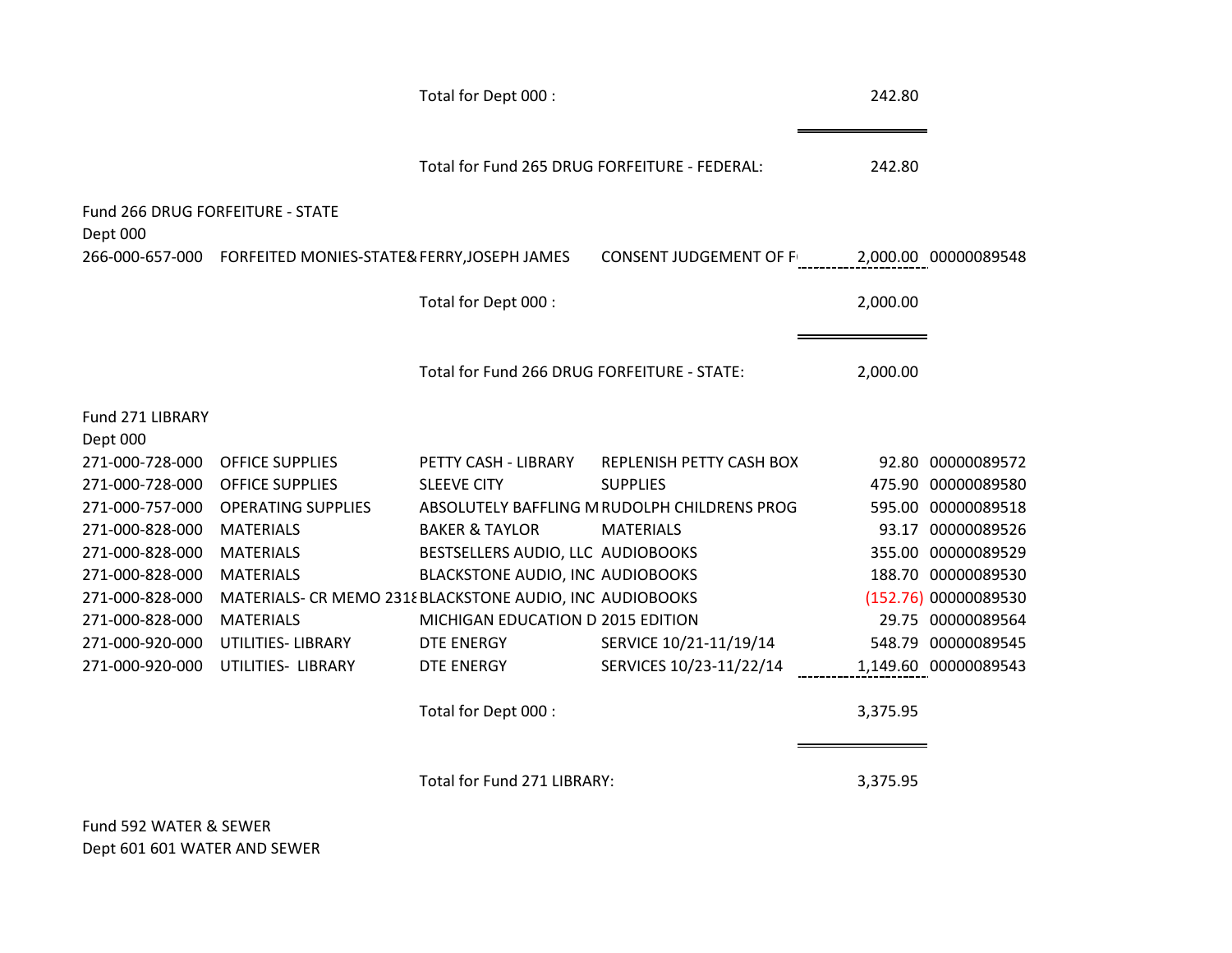| | | | | | |
|---|---|---|---|---|---|
| | | Total for Dept 000 : | | 242.80 | |
| | | Total for Fund 265 DRUG FORFEITURE - FEDERAL: | | 242.80 | |

Fund 266 DRUG FORFEITURE - STATE
Dept 000

| | | | | | |
|---|---|---|---|---|---|
| 266-000-657-000 | FORFEITED MONIES-STATE& | FERRY,JOSEPH JAMES | CONSENT JUDGEMENT OF F | 2,000.00 | 00000089548 |
| | | Total for Dept 000 : | | 2,000.00 | |
| | | Total for Fund 266 DRUG FORFEITURE - STATE: | | 2,000.00 | |

Fund 271 LIBRARY
Dept 000

| | | | | | |
|---|---|---|---|---|---|
| 271-000-728-000 | OFFICE SUPPLIES | PETTY CASH - LIBRARY | REPLENISH PETTY CASH BOX | 92.80 | 00000089572 |
| 271-000-728-000 | OFFICE SUPPLIES | SLEEVE CITY | SUPPLIES | 475.90 | 00000089580 |
| 271-000-757-000 | OPERATING SUPPLIES | ABSOLUTELY BAFFLING M | RUDOLPH CHILDRENS PROG | 595.00 | 00000089518 |
| 271-000-828-000 | MATERIALS | BAKER & TAYLOR | MATERIALS | 93.17 | 00000089526 |
| 271-000-828-000 | MATERIALS | BESTSELLERS AUDIO, LLC | AUDIOBOOKS | 355.00 | 00000089529 |
| 271-000-828-000 | MATERIALS | BLACKSTONE AUDIO, INC | AUDIOBOOKS | 188.70 | 00000089530 |
| 271-000-828-000 | MATERIALS- CR MEMO 2318 | BLACKSTONE AUDIO, INC | AUDIOBOOKS | (152.76) | 00000089530 |
| 271-000-828-000 | MATERIALS | MICHIGAN EDUCATION D | 2015 EDITION | 29.75 | 00000089564 |
| 271-000-920-000 | UTILITIES- LIBRARY | DTE ENERGY | SERVICE 10/21-11/19/14 | 548.79 | 00000089545 |
| 271-000-920-000 | UTILITIES- LIBRARY | DTE ENERGY | SERVICES 10/23-11/22/14 | 1,149.60 | 00000089543 |
| | | Total for Dept 000 : | | 3,375.95 | |
| | | Total for Fund 271 LIBRARY: | | 3,375.95 | |

Fund 592 WATER & SEWER
Dept 601 601 WATER AND SEWER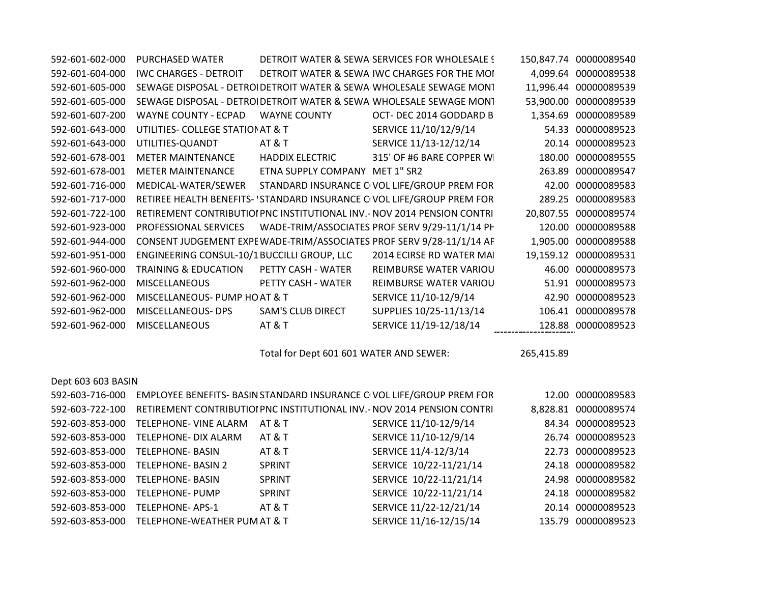| | | | | | |
|---|---|---|---|---|---|
| 592-601-602-000 | PURCHASED WATER | DETROIT WATER & SEWA | SERVICES FOR WHOLESALE S | 150,847.74 | 00000089540 |
| 592-601-604-000 | IWC CHARGES - DETROIT | DETROIT WATER & SEWA | IWC CHARGES FOR THE MO | 4,099.64 | 00000089538 |
| 592-601-605-000 | SEWAGE DISPOSAL - DETROI | DETROIT WATER & SEWA | WHOLESALE SEWAGE MONT | 11,996.44 | 00000089539 |
| 592-601-605-000 | SEWAGE DISPOSAL - DETROI | DETROIT WATER & SEWA | WHOLESALE SEWAGE MONT | 53,900.00 | 00000089539 |
| 592-601-607-200 | WAYNE COUNTY - ECPAD | WAYNE COUNTY | OCT- DEC 2014 GODDARD B | 1,354.69 | 00000089589 |
| 592-601-643-000 | UTILITIES- COLLEGE STATION | AT & T | SERVICE 11/10/12/9/14 | 54.33 | 00000089523 |
| 592-601-643-000 | UTILITIES-QUANDT | AT & T | SERVICE 11/13-12/12/14 | 20.14 | 00000089523 |
| 592-601-678-001 | METER MAINTENANCE | HADDIX ELECTRIC | 315' OF #6 BARE COPPER W | 180.00 | 00000089555 |
| 592-601-678-001 | METER MAINTENANCE | ETNA SUPPLY COMPANY | MET 1" SR2 | 263.89 | 00000089547 |
| 592-601-716-000 | MEDICAL-WATER/SEWER | STANDARD INSURANCE C | VOL LIFE/GROUP PREM FOR | 42.00 | 00000089583 |
| 592-601-717-000 | RETIREE HEALTH BENEFITS- ' | STANDARD INSURANCE C | VOL LIFE/GROUP PREM FOR | 289.25 | 00000089583 |
| 592-601-722-100 | RETIREMENT CONTRIBUTIO | PNC INSTITUTIONAL INV.- | NOV 2014 PENSION CONTRI | 20,807.55 | 00000089574 |
| 592-601-923-000 | PROFESSIONAL SERVICES | WADE-TRIM/ASSOCIATES | PROF SERV 9/29-11/1/14 PH | 120.00 | 00000089588 |
| 592-601-944-000 | CONSENT JUDGEMENT EXPE | WADE-TRIM/ASSOCIATES | PROF SERV 9/28-11/1/14 AF | 1,905.00 | 00000089588 |
| 592-601-951-000 | ENGINEERING CONSUL-10/1 | BUCCILLI GROUP, LLC | 2014 ECIRSE RD WATER MAI | 19,159.12 | 00000089531 |
| 592-601-960-000 | TRAINING & EDUCATION | PETTY CASH - WATER | REIMBURSE WATER VARIOU | 46.00 | 00000089573 |
| 592-601-962-000 | MISCELLANEOUS | PETTY CASH - WATER | REIMBURSE WATER VARIOU | 51.91 | 00000089573 |
| 592-601-962-000 | MISCELLANEOUS- PUMP HO | AT & T | SERVICE 11/10-12/9/14 | 42.90 | 00000089523 |
| 592-601-962-000 | MISCELLANEOUS- DPS | SAM'S CLUB DIRECT | SUPPLIES 10/25-11/13/14 | 106.41 | 00000089578 |
| 592-601-962-000 | MISCELLANEOUS | AT & T | SERVICE 11/19-12/18/14 | 128.88 | 00000089523 |
| | | Total for Dept 601 601 WATER AND SEWER: | | 265,415.89 | |

Dept 603 603 BASIN

| | | | | | |
|---|---|---|---|---|---|
| 592-603-716-000 | EMPLOYEE BENEFITS- BASIN | STANDARD INSURANCE C | VOL LIFE/GROUP PREM FOR | 12.00 | 00000089583 |
| 592-603-722-100 | RETIREMENT CONTRIBUTIO | PNC INSTITUTIONAL INV.- | NOV 2014 PENSION CONTRI | 8,828.81 | 00000089574 |
| 592-603-853-000 | TELEPHONE- VINE ALARM | AT & T | SERVICE 11/10-12/9/14 | 84.34 | 00000089523 |
| 592-603-853-000 | TELEPHONE- DIX ALARM | AT & T | SERVICE 11/10-12/9/14 | 26.74 | 00000089523 |
| 592-603-853-000 | TELEPHONE- BASIN | AT & T | SERVICE 11/4-12/3/14 | 22.73 | 00000089523 |
| 592-603-853-000 | TELEPHONE- BASIN 2 | SPRINT | SERVICE 10/22-11/21/14 | 24.18 | 00000089582 |
| 592-603-853-000 | TELEPHONE- BASIN | SPRINT | SERVICE 10/22-11/21/14 | 24.98 | 00000089582 |
| 592-603-853-000 | TELEPHONE- PUMP | SPRINT | SERVICE 10/22-11/21/14 | 24.18 | 00000089582 |
| 592-603-853-000 | TELEPHONE- APS-1 | AT & T | SERVICE 11/22-12/21/14 | 20.14 | 00000089523 |
| 592-603-853-000 | TELEPHONE-WEATHER PUM | AT & T | SERVICE 11/16-12/15/14 | 135.79 | 00000089523 |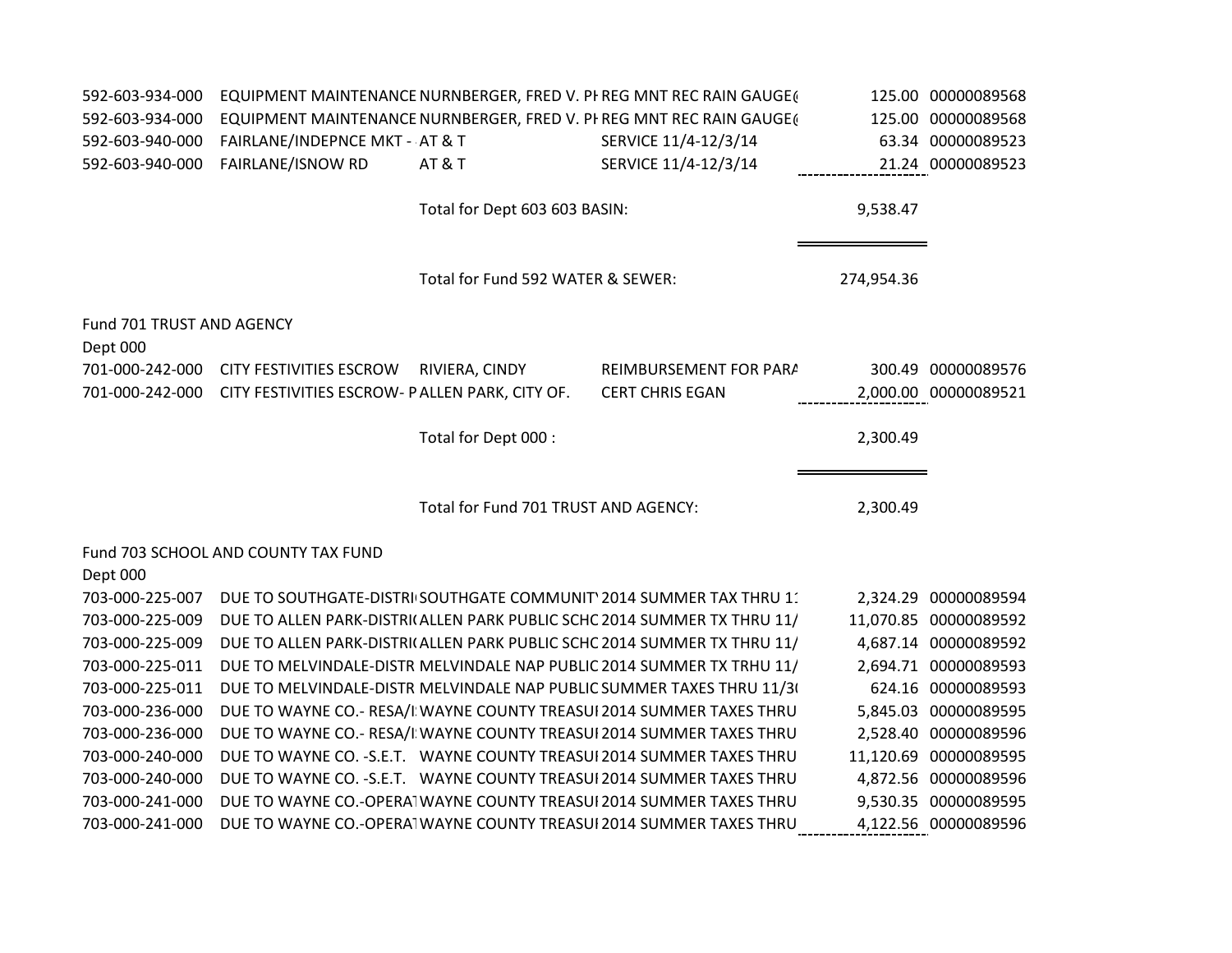| | | | | | |
|---|---|---|---|---|---|
| 592-603-934-000 | EQUIPMENT MAINTENANCE | NURNBERGER, FRED V. PI | REG MNT REC RAIN GAUGE( | 125.00 | 00000089568 |
| 592-603-934-000 | EQUIPMENT MAINTENANCE | NURNBERGER, FRED V. PI | REG MNT REC RAIN GAUGE( | 125.00 | 00000089568 |
| 592-603-940-000 | FAIRLANE/INDEPNCE MKT - | AT & T | SERVICE 11/4-12/3/14 | 63.34 | 00000089523 |
| 592-603-940-000 | FAIRLANE/ISNOW RD | AT & T | SERVICE 11/4-12/3/14 | 21.24 | 00000089523 |
| | | Total for Dept 603 603 BASIN: | | 9,538.47 | |
| | | Total for Fund 592 WATER & SEWER: | | 274,954.36 | |

Fund 701 TRUST AND AGENCY

Dept 000

| | | | | | |
|---|---|---|---|---|---|
| 701-000-242-000 | CITY FESTIVITIES ESCROW | RIVIERA, CINDY | REIMBURSEMENT FOR PARA | 300.49 | 00000089576 |
| 701-000-242-000 | CITY FESTIVITIES ESCROW- P | ALLEN PARK, CITY OF. | CERT CHRIS EGAN | 2,000.00 | 00000089521 |
| | | Total for Dept 000 : | | 2,300.49 | |
| | | Total for Fund 701 TRUST AND AGENCY: | | 2,300.49 | |

Fund 703 SCHOOL AND COUNTY TAX FUND

Dept 000

| | | | | | |
|---|---|---|---|---|---|
| 703-000-225-007 | DUE TO SOUTHGATE-DISTRI | SOUTHGATE COMMUNITY | 2014 SUMMER TAX THRU 11 | 2,324.29 | 00000089594 |
| 703-000-225-009 | DUE TO ALLEN PARK-DISTRI | ALLEN PARK PUBLIC SCHC | 2014 SUMMER TX THRU 11/ | 11,070.85 | 00000089592 |
| 703-000-225-009 | DUE TO ALLEN PARK-DISTRI | ALLEN PARK PUBLIC SCHC | 2014 SUMMER TX THRU 11/ | 4,687.14 | 00000089592 |
| 703-000-225-011 | DUE TO MELVINDALE-DISTR | MELVINDALE NAP PUBLIC | 2014 SUMMER TX TRHU 11/ | 2,694.71 | 00000089593 |
| 703-000-225-011 | DUE TO MELVINDALE-DISTR | MELVINDALE NAP PUBLIC | SUMMER TAXES THRU 11/3( | 624.16 | 00000089593 |
| 703-000-236-000 | DUE TO WAYNE CO.- RESA/I | WAYNE COUNTY TREASUI | 2014 SUMMER TAXES THRU | 5,845.03 | 00000089595 |
| 703-000-236-000 | DUE TO WAYNE CO.- RESA/I | WAYNE COUNTY TREASUI | 2014 SUMMER TAXES THRU | 2,528.40 | 00000089596 |
| 703-000-240-000 | DUE TO WAYNE CO. -S.E.T. | WAYNE COUNTY TREASUI | 2014 SUMMER TAXES THRU | 11,120.69 | 00000089595 |
| 703-000-240-000 | DUE TO WAYNE CO. -S.E.T. | WAYNE COUNTY TREASUI | 2014 SUMMER TAXES THRU | 4,872.56 | 00000089596 |
| 703-000-241-000 | DUE TO WAYNE CO.-OPERAT | WAYNE COUNTY TREASUI | 2014 SUMMER TAXES THRU | 9,530.35 | 00000089595 |
| 703-000-241-000 | DUE TO WAYNE CO.-OPERAT | WAYNE COUNTY TREASUI | 2014 SUMMER TAXES THRU | 4,122.56 | 00000089596 |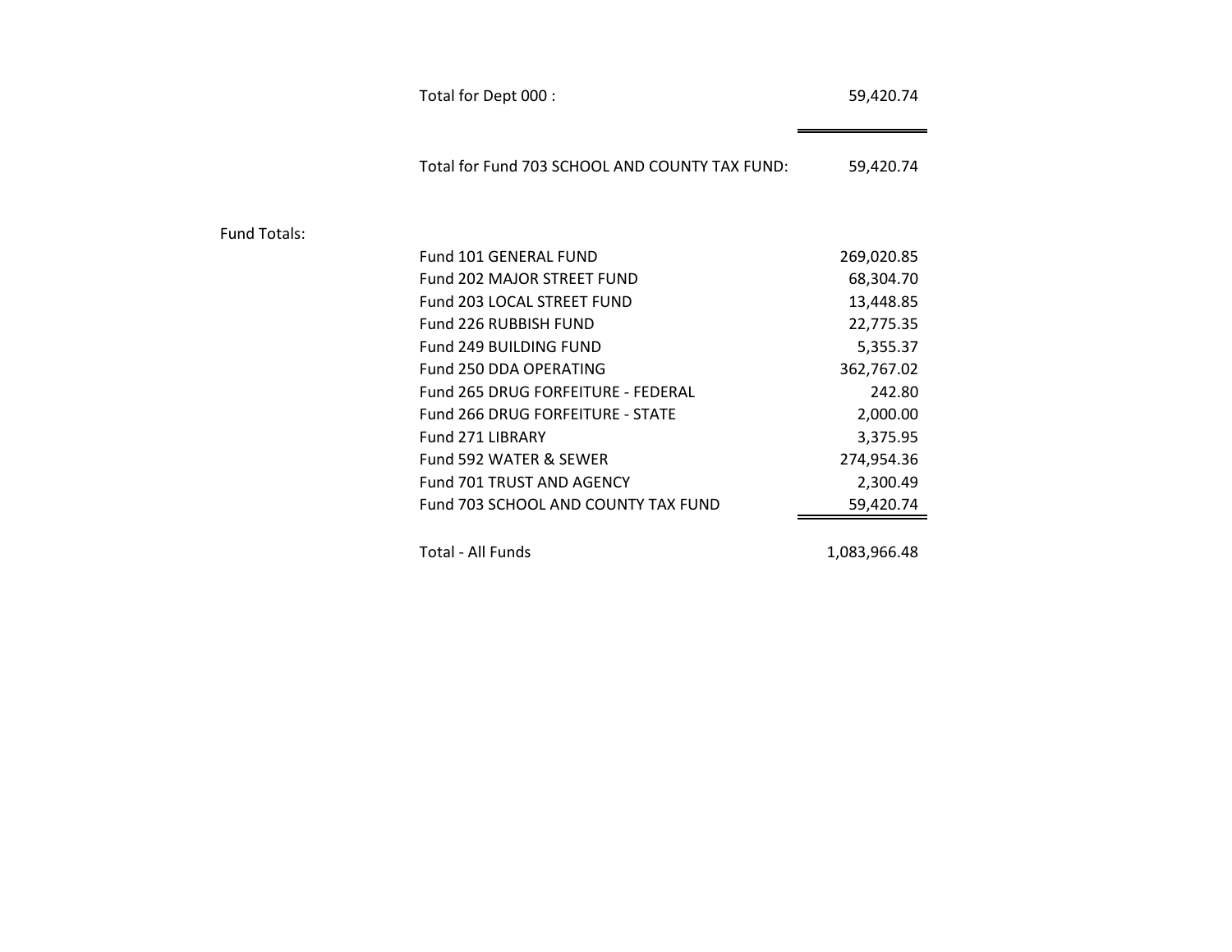| | |
|---|---|
| Total for Dept 000 : | 59,420.74 |
| Total for Fund 703 SCHOOL AND COUNTY TAX FUND: | 59,420.74 |

Fund Totals:

| | |
|---|---|
| Fund 101 GENERAL FUND | 269,020.85 |
| Fund 202 MAJOR STREET FUND | 68,304.70 |
| Fund 203 LOCAL STREET FUND | 13,448.85 |
| Fund 226 RUBBISH FUND | 22,775.35 |
| Fund 249 BUILDING FUND | 5,355.37 |
| Fund 250 DDA OPERATING | 362,767.02 |
| Fund 265 DRUG FORFEITURE - FEDERAL | 242.80 |
| Fund 266 DRUG FORFEITURE - STATE | 2,000.00 |
| Fund 271 LIBRARY | 3,375.95 |
| Fund 592 WATER & SEWER | 274,954.36 |
| Fund 701 TRUST AND AGENCY | 2,300.49 |
| Fund 703 SCHOOL AND COUNTY TAX FUND | 59,420.74 |
| Total - All Funds | 1,083,966.48 |